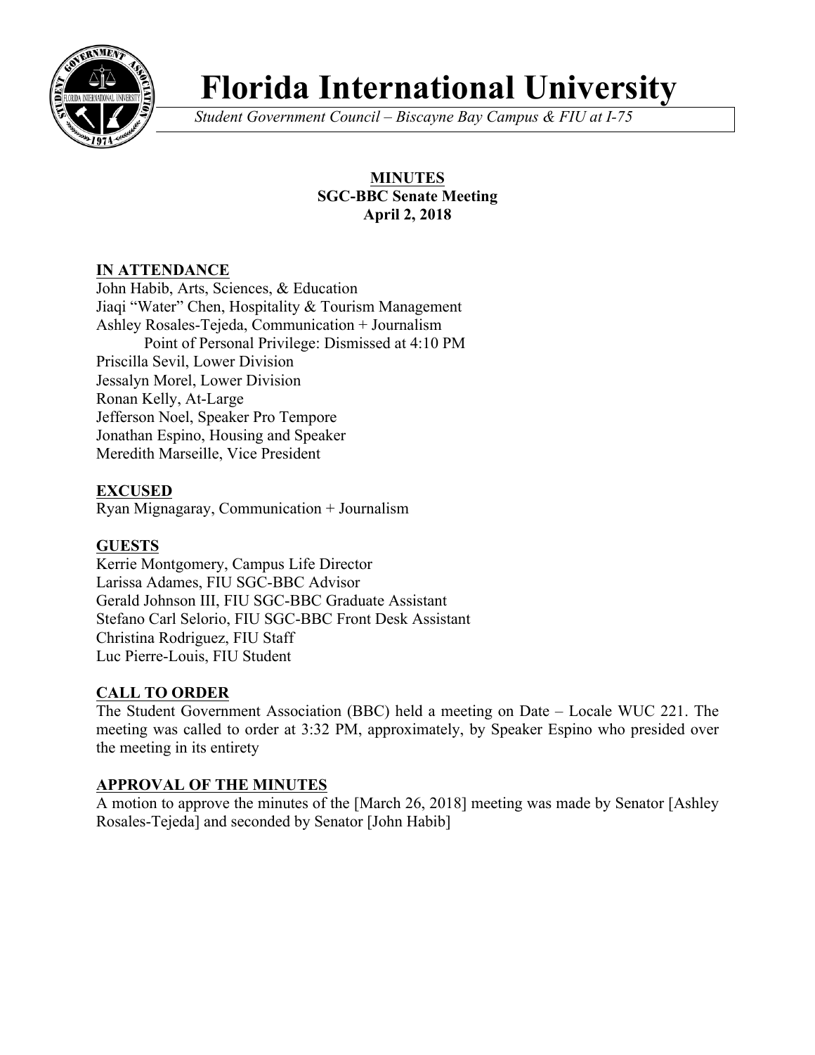# Florida International University

*Student Government Council – Biscayne Bay Campus & FIU at I-75*

**MINUTES**
**SGC-BBC Senate Meeting**
**April 2, 2018**

## IN ATTENDANCE

John Habib, Arts, Sciences, & Education
Jiaqi "Water" Chen, Hospitality & Tourism Management
Ashley Rosales-Tejeda, Communication + Journalism
    Point of Personal Privilege: Dismissed at 4:10 PM
Priscilla Sevil, Lower Division
Jessalyn Morel, Lower Division
Ronan Kelly, At-Large
Jefferson Noel, Speaker Pro Tempore
Jonathan Espino, Housing and Speaker
Meredith Marseille, Vice President

## EXCUSED

Ryan Mignagaray, Communication + Journalism

## GUESTS

Kerrie Montgomery, Campus Life Director
Larissa Adames, FIU SGC-BBC Advisor
Gerald Johnson III, FIU SGC-BBC Graduate Assistant
Stefano Carl Selorio, FIU SGC-BBC Front Desk Assistant
Christina Rodriguez, FIU Staff
Luc Pierre-Louis, FIU Student

## CALL TO ORDER

The Student Government Association (BBC) held a meeting on Date – Locale WUC 221. The meeting was called to order at 3:32 PM, approximately, by Speaker Espino who presided over the meeting in its entirety

## APPROVAL OF THE MINUTES

A motion to approve the minutes of the [March 26, 2018] meeting was made by Senator [Ashley Rosales-Tejeda] and seconded by Senator [John Habib]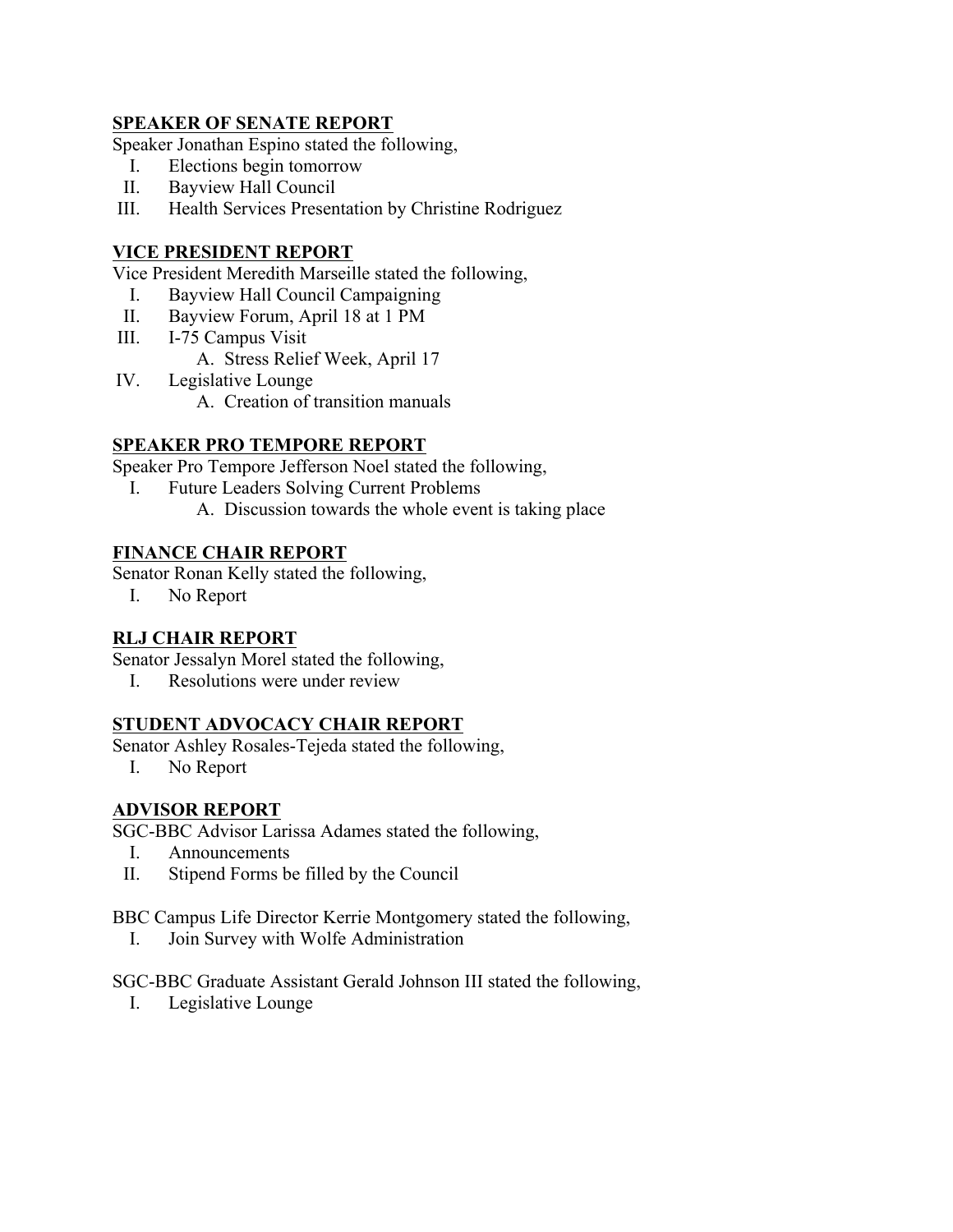## SPEAKER OF SENATE REPORT

Speaker Jonathan Espino stated the following,

I. Elections begin tomorrow
II. Bayview Hall Council
III. Health Services Presentation by Christine Rodriguez

## VICE PRESIDENT REPORT

Vice President Meredith Marseille stated the following,

I. Bayview Hall Council Campaigning
II. Bayview Forum, April 18 at 1 PM
III. I-75 Campus Visit
    A. Stress Relief Week, April 17
IV. Legislative Lounge
    A. Creation of transition manuals

## SPEAKER PRO TEMPORE REPORT

Speaker Pro Tempore Jefferson Noel stated the following,

I. Future Leaders Solving Current Problems
    A. Discussion towards the whole event is taking place

## FINANCE CHAIR REPORT

Senator Ronan Kelly stated the following,

I. No Report

## RLJ CHAIR REPORT

Senator Jessalyn Morel stated the following,

I. Resolutions were under review

## STUDENT ADVOCACY CHAIR REPORT

Senator Ashley Rosales-Tejeda stated the following,

I. No Report

## ADVISOR REPORT

SGC-BBC Advisor Larissa Adames stated the following,

I. Announcements
II. Stipend Forms be filled by the Council

BBC Campus Life Director Kerrie Montgomery stated the following,

I. Join Survey with Wolfe Administration

SGC-BBC Graduate Assistant Gerald Johnson III stated the following,

I. Legislative Lounge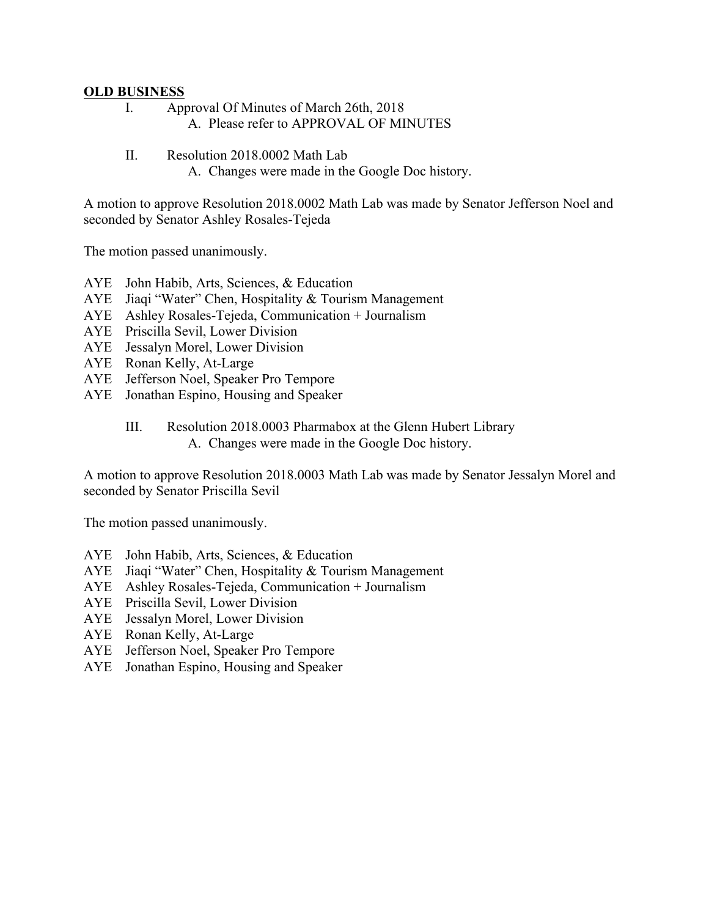**OLD BUSINESS**

I. Approval Of Minutes of March 26th, 2018
   A. Please refer to APPROVAL OF MINUTES

II. Resolution 2018.0002 Math Lab
   A. Changes were made in the Google Doc history.

A motion to approve Resolution 2018.0002 Math Lab was made by Senator Jefferson Noel and seconded by Senator Ashley Rosales-Tejeda

The motion passed unanimously.

AYE John Habib, Arts, Sciences, & Education
AYE Jiaqi "Water" Chen, Hospitality & Tourism Management
AYE Ashley Rosales-Tejeda, Communication + Journalism
AYE Priscilla Sevil, Lower Division
AYE Jessalyn Morel, Lower Division
AYE Ronan Kelly, At-Large
AYE Jefferson Noel, Speaker Pro Tempore
AYE Jonathan Espino, Housing and Speaker

III. Resolution 2018.0003 Pharmabox at the Glenn Hubert Library
   A. Changes were made in the Google Doc history.

A motion to approve Resolution 2018.0003 Math Lab was made by Senator Jessalyn Morel and seconded by Senator Priscilla Sevil

The motion passed unanimously.

AYE John Habib, Arts, Sciences, & Education
AYE Jiaqi "Water" Chen, Hospitality & Tourism Management
AYE Ashley Rosales-Tejeda, Communication + Journalism
AYE Priscilla Sevil, Lower Division
AYE Jessalyn Morel, Lower Division
AYE Ronan Kelly, At-Large
AYE Jefferson Noel, Speaker Pro Tempore
AYE Jonathan Espino, Housing and Speaker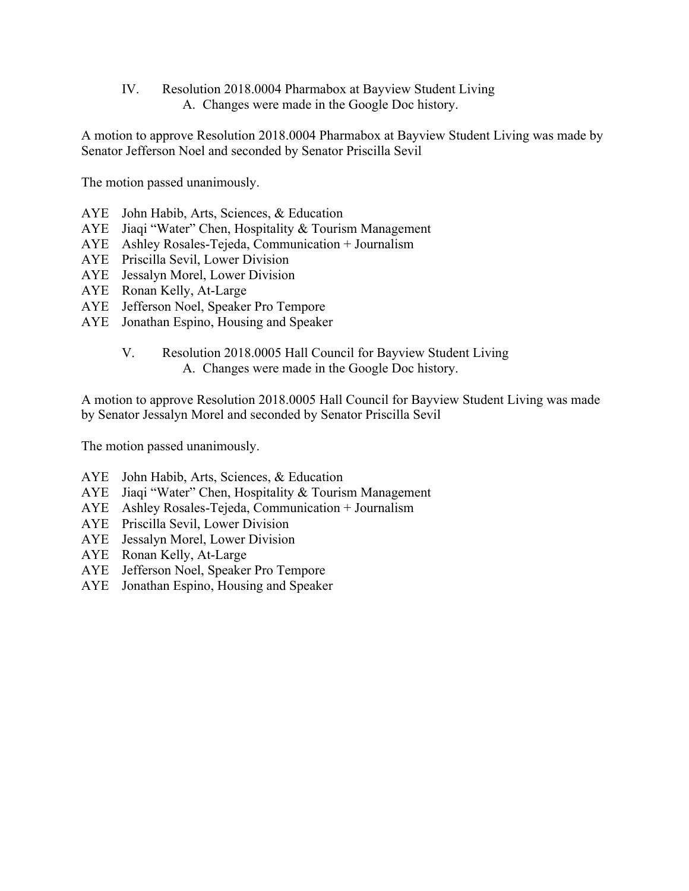IV. Resolution 2018.0004 Pharmabox at Bayview Student Living
    A. Changes were made in the Google Doc history.

A motion to approve Resolution 2018.0004 Pharmabox at Bayview Student Living was made by Senator Jefferson Noel and seconded by Senator Priscilla Sevil

The motion passed unanimously.

AYE John Habib, Arts, Sciences, & Education
AYE Jiaqi “Water” Chen, Hospitality & Tourism Management
AYE Ashley Rosales-Tejeda, Communication + Journalism
AYE Priscilla Sevil, Lower Division
AYE Jessalyn Morel, Lower Division
AYE Ronan Kelly, At-Large
AYE Jefferson Noel, Speaker Pro Tempore
AYE Jonathan Espino, Housing and Speaker

V. Resolution 2018.0005 Hall Council for Bayview Student Living
    A. Changes were made in the Google Doc history.

A motion to approve Resolution 2018.0005 Hall Council for Bayview Student Living was made by Senator Jessalyn Morel and seconded by Senator Priscilla Sevil

The motion passed unanimously.

AYE John Habib, Arts, Sciences, & Education
AYE Jiaqi “Water” Chen, Hospitality & Tourism Management
AYE Ashley Rosales-Tejeda, Communication + Journalism
AYE Priscilla Sevil, Lower Division
AYE Jessalyn Morel, Lower Division
AYE Ronan Kelly, At-Large
AYE Jefferson Noel, Speaker Pro Tempore
AYE Jonathan Espino, Housing and Speaker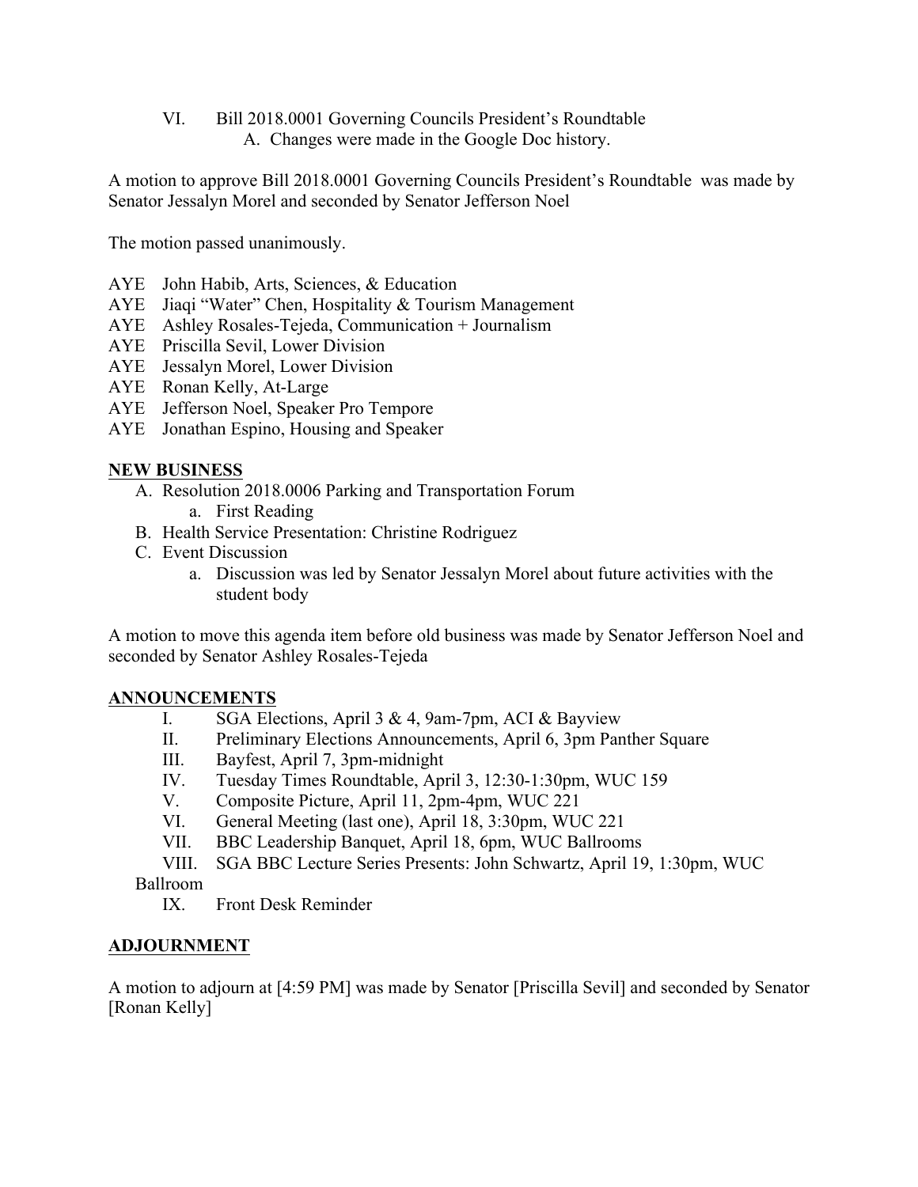VI. Bill 2018.0001 Governing Councils President's Roundtable
   A. Changes were made in the Google Doc history.

A motion to approve Bill 2018.0001 Governing Councils President's Roundtable was made by Senator Jessalyn Morel and seconded by Senator Jefferson Noel

The motion passed unanimously.

AYE John Habib, Arts, Sciences, & Education
AYE Jiaqi "Water" Chen, Hospitality & Tourism Management
AYE Ashley Rosales-Tejeda, Communication + Journalism
AYE Priscilla Sevil, Lower Division
AYE Jessalyn Morel, Lower Division
AYE Ronan Kelly, At-Large
AYE Jefferson Noel, Speaker Pro Tempore
AYE Jonathan Espino, Housing and Speaker

**NEW BUSINESS**

A. Resolution 2018.0006 Parking and Transportation Forum
   a. First Reading
B. Health Service Presentation: Christine Rodriguez
C. Event Discussion
   a. Discussion was led by Senator Jessalyn Morel about future activities with the student body

A motion to move this agenda item before old business was made by Senator Jefferson Noel and seconded by Senator Ashley Rosales-Tejeda

**ANNOUNCEMENTS**

I. SGA Elections, April 3 & 4, 9am-7pm, ACI & Bayview
II. Preliminary Elections Announcements, April 6, 3pm Panther Square
III. Bayfest, April 7, 3pm-midnight
IV. Tuesday Times Roundtable, April 3, 12:30-1:30pm, WUC 159
V. Composite Picture, April 11, 2pm-4pm, WUC 221
VI. General Meeting (last one), April 18, 3:30pm, WUC 221
VII. BBC Leadership Banquet, April 18, 6pm, WUC Ballrooms
VIII. SGA BBC Lecture Series Presents: John Schwartz, April 19, 1:30pm, WUC Ballroom
IX. Front Desk Reminder

**ADJOURNMENT**

A motion to adjourn at [4:59 PM] was made by Senator [Priscilla Sevil] and seconded by Senator [Ronan Kelly]